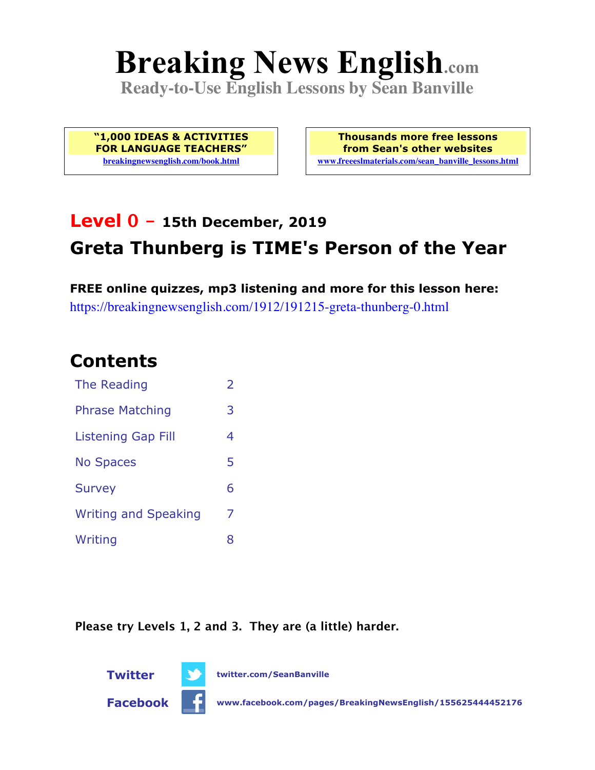# Breaking News English.com

**Ready-to-Use English Lessons by Sean Banville**

**"1,000 IDEAS & ACTIVITIES FOR LANGUAGE TEACHERS"**
breakingnewsenglish.com/book.html

**Thousands more free lessons from Sean's other websites**
www.freeeslmaterials.com/sean_banville_lessons.html

## Level 0 – 15th December, 2019

## Greta Thunberg is TIME's Person of the Year

**FREE online quizzes, mp3 listening and more for this lesson here:**
https://breakingnewsenglish.com/1912/191215-greta-thunberg-0.html

## Contents

| | |
|---|---|
| The Reading | 2 |
| Phrase Matching | 3 |
| Listening Gap Fill | 4 |
| No Spaces | 5 |
| Survey | 6 |
| Writing and Speaking | 7 |
| Writing | 8 |

**Please try Levels 1, 2 and 3. They are (a little) harder.**

**Twitter** twitter.com/SeanBanville

**Facebook** www.facebook.com/pages/BreakingNewsEnglish/155625444452176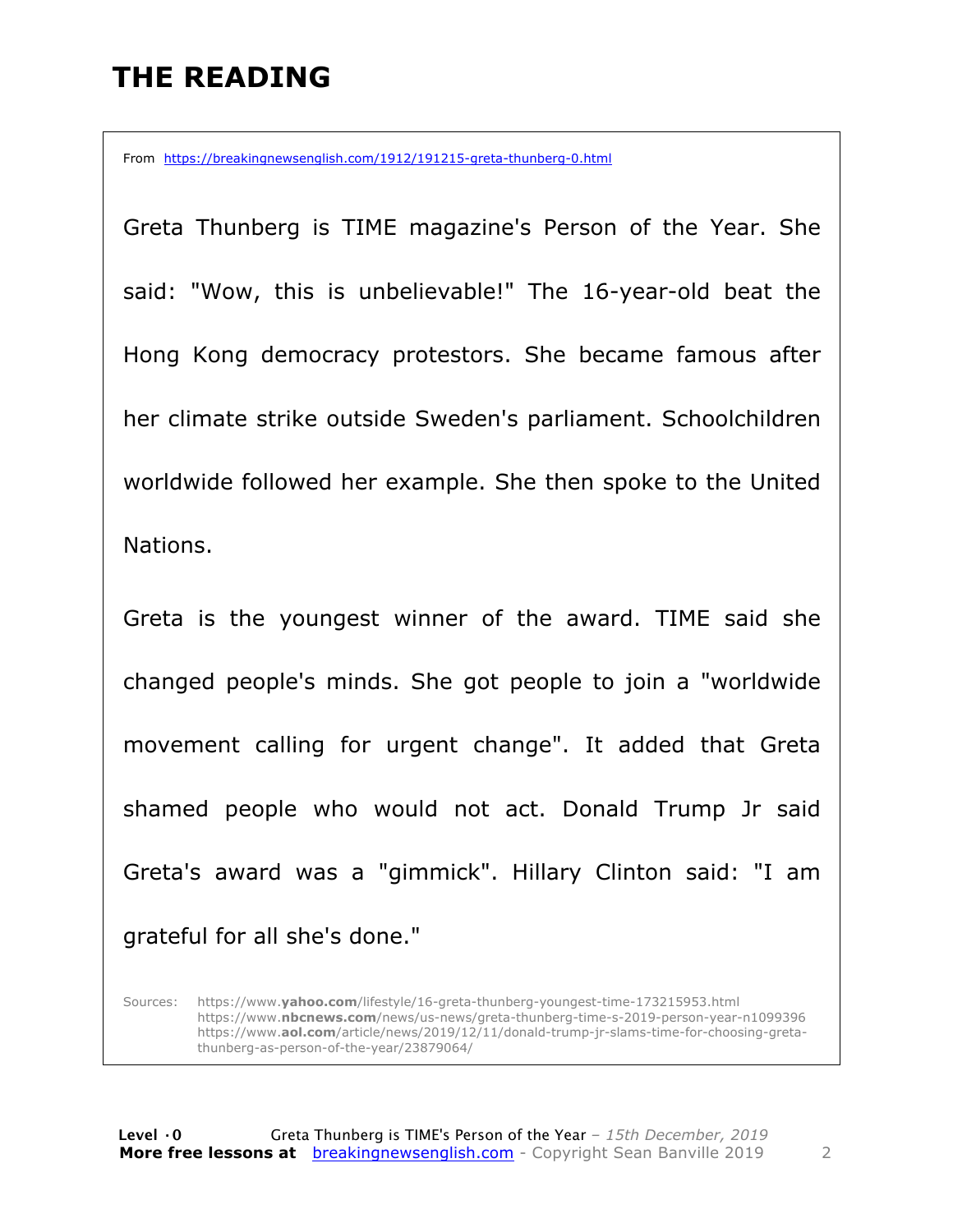# THE READING

From https://breakingnewsenglish.com/1912/191215-greta-thunberg-0.html

Greta Thunberg is TIME magazine's Person of the Year. She said: "Wow, this is unbelievable!" The 16-year-old beat the Hong Kong democracy protestors. She became famous after her climate strike outside Sweden's parliament. Schoolchildren worldwide followed her example. She then spoke to the United Nations.

Greta is the youngest winner of the award. TIME said she changed people's minds. She got people to join a "worldwide movement calling for urgent change". It added that Greta shamed people who would not act. Donald Trump Jr said Greta's award was a "gimmick". Hillary Clinton said: "I am grateful for all she's done."

Sources: https://www.**yahoo.com**/lifestyle/16-greta-thunberg-youngest-time-173215953.html
https://www.**nbcnews.com**/news/us-news/greta-thunberg-time-s-2019-person-year-n1099396
https://www.**aol.com**/article/news/2019/12/11/donald-trump-jr-slams-time-for-choosing-greta-thunberg-as-person-of-the-year/23879064/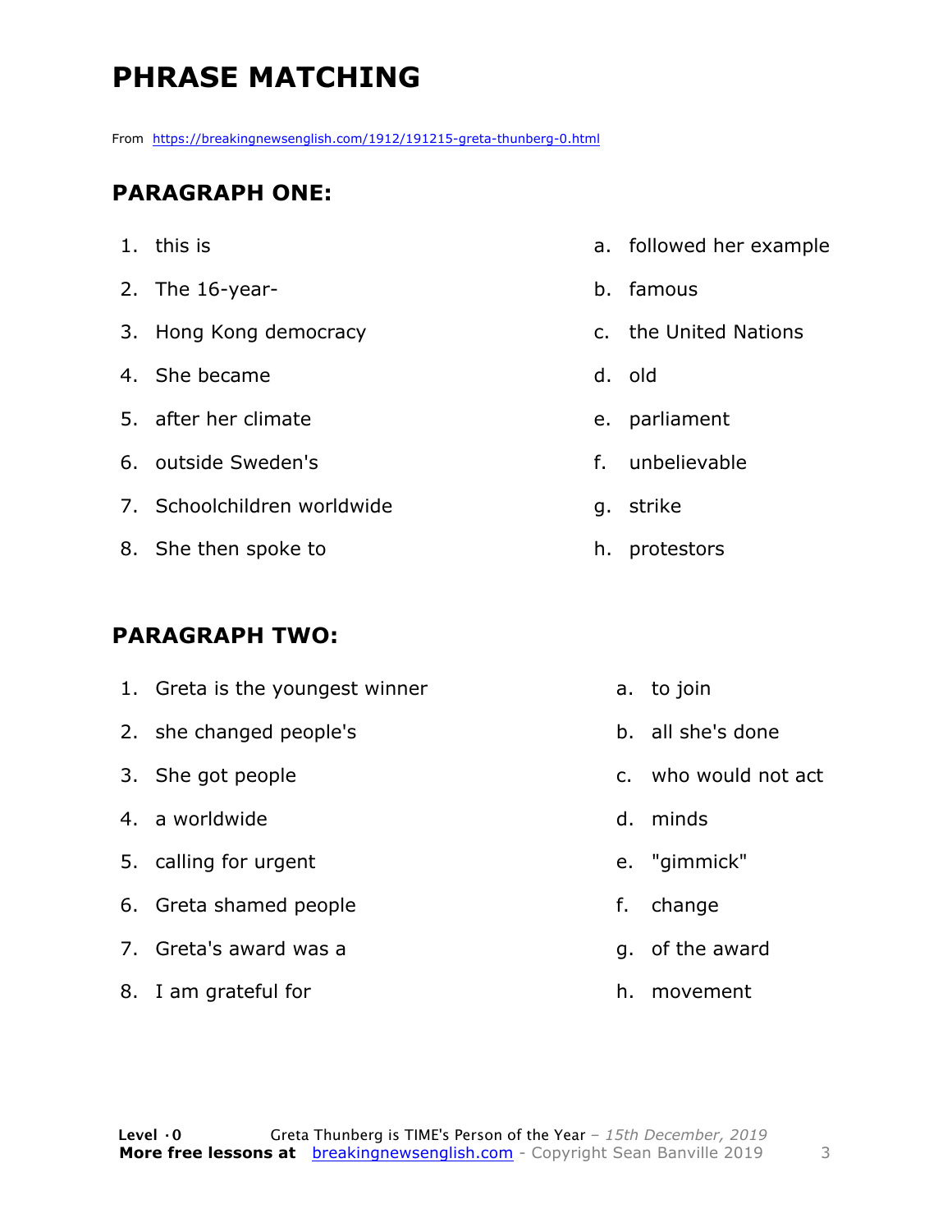# PHRASE MATCHING

From https://breakingnewsenglish.com/1912/191215-greta-thunberg-0.html

## PARAGRAPH ONE:

| | |
|---|---|
| 1. this is | a. followed her example |
| 2. The 16-year- | b. famous |
| 3. Hong Kong democracy | c. the United Nations |
| 4. She became | d. old |
| 5. after her climate | e. parliament |
| 6. outside Sweden's | f. unbelievable |
| 7. Schoolchildren worldwide | g. strike |
| 8. She then spoke to | h. protestors |

## PARAGRAPH TWO:

| | |
|---|---|
| 1. Greta is the youngest winner | a. to join |
| 2. she changed people's | b. all she's done |
| 3. She got people | c. who would not act |
| 4. a worldwide | d. minds |
| 5. calling for urgent | e. "gimmick" |
| 6. Greta shamed people | f. change |
| 7. Greta's award was a | g. of the award |
| 8. I am grateful for | h. movement |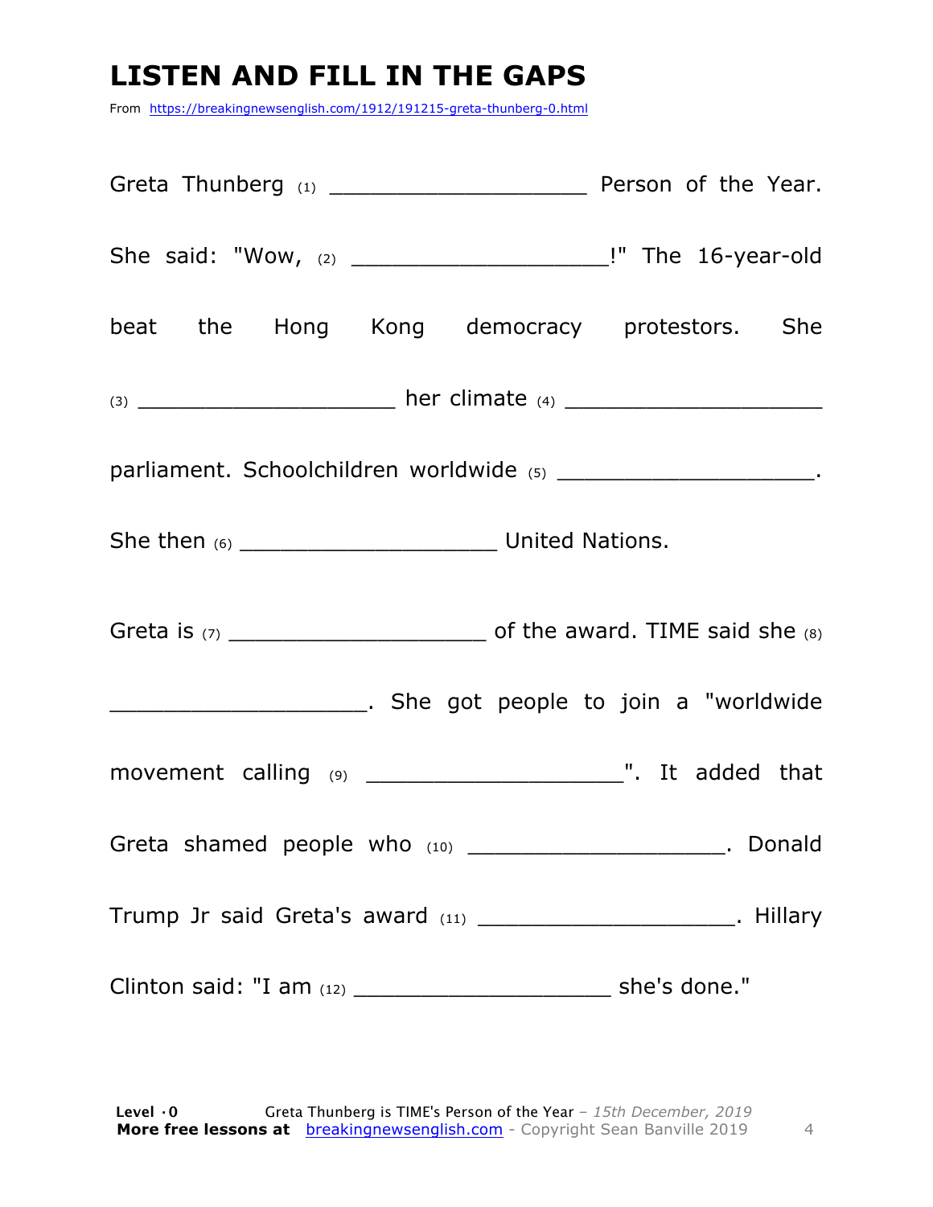# LISTEN AND FILL IN THE GAPS

From https://breakingnewsenglish.com/1912/191215-greta-thunberg-0.html

Greta Thunberg (1) ____________________ Person of the Year. She said: "Wow, (2) ____________________!" The 16-year-old beat the Hong Kong democracy protestors. She (3) ____________________ her climate (4) ____________________ parliament. Schoolchildren worldwide (5) ____________________. She then (6) ____________________ United Nations.

Greta is (7) ____________________ of the award. TIME said she (8) ____________________. She got people to join a "worldwide movement calling (9) ____________________". It added that Greta shamed people who (10) ____________________. Donald Trump Jr said Greta's award (11) ____________________. Hillary Clinton said: "I am (12) ____________________ she's done."

**Level ·0** Greta Thunberg is TIME's Person of the Year – *15th December, 2019*
**More free lessons at** breakingnewsenglish.com - Copyright Sean Banville 2019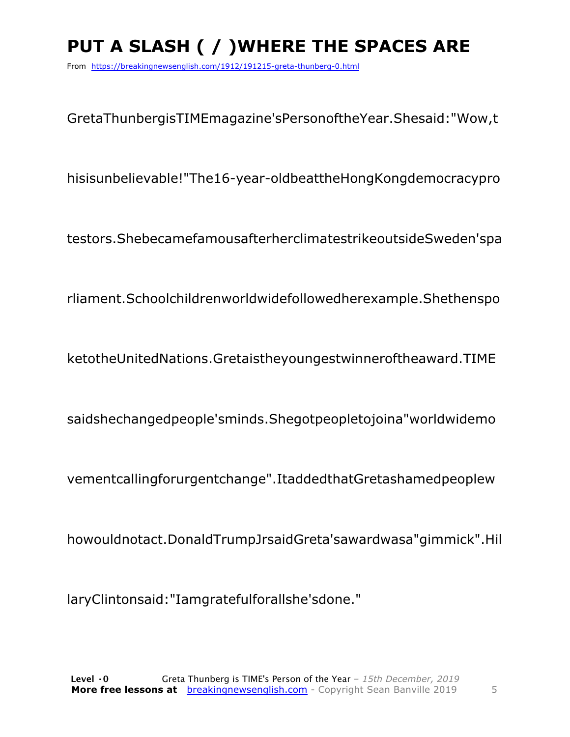# PUT A SLASH ( / )WHERE THE SPACES ARE

From https://breakingnewsenglish.com/1912/191215-greta-thunberg-0.html

GretaThunbergisTIMEmagazine'sPersonoftheYear.Shesaid:"Wow,t

hisisunbelievable!"The16-year-oldbeattheHongKongdemocracypro

testors.ShebecamefamousafterherclimatestrikeoutsideSweden'spa

rliament.Schoolchildrenworldwidefollowedherexample.Shethenspo

ketotheUnitedNations.Gretaistheyoungestwinneroftheaward.TIME

saidshechangedpeople'sminds.Shegotpeopletojoina"worldwidemo

vementcallingforurgentchange".ItaddedthatGretashamedpeoplew

howouldnotact.DonaldTrumpJrsaidGreta'sawardwasa"gimmick".Hil

laryClintonsaid:"Iamgratefulforallshe'sdone."

**Level ·0** Greta Thunberg is TIME's Person of the Year – *15th December, 2019*
**More free lessons at** breakingnewsenglish.com - Copyright Sean Banville 2019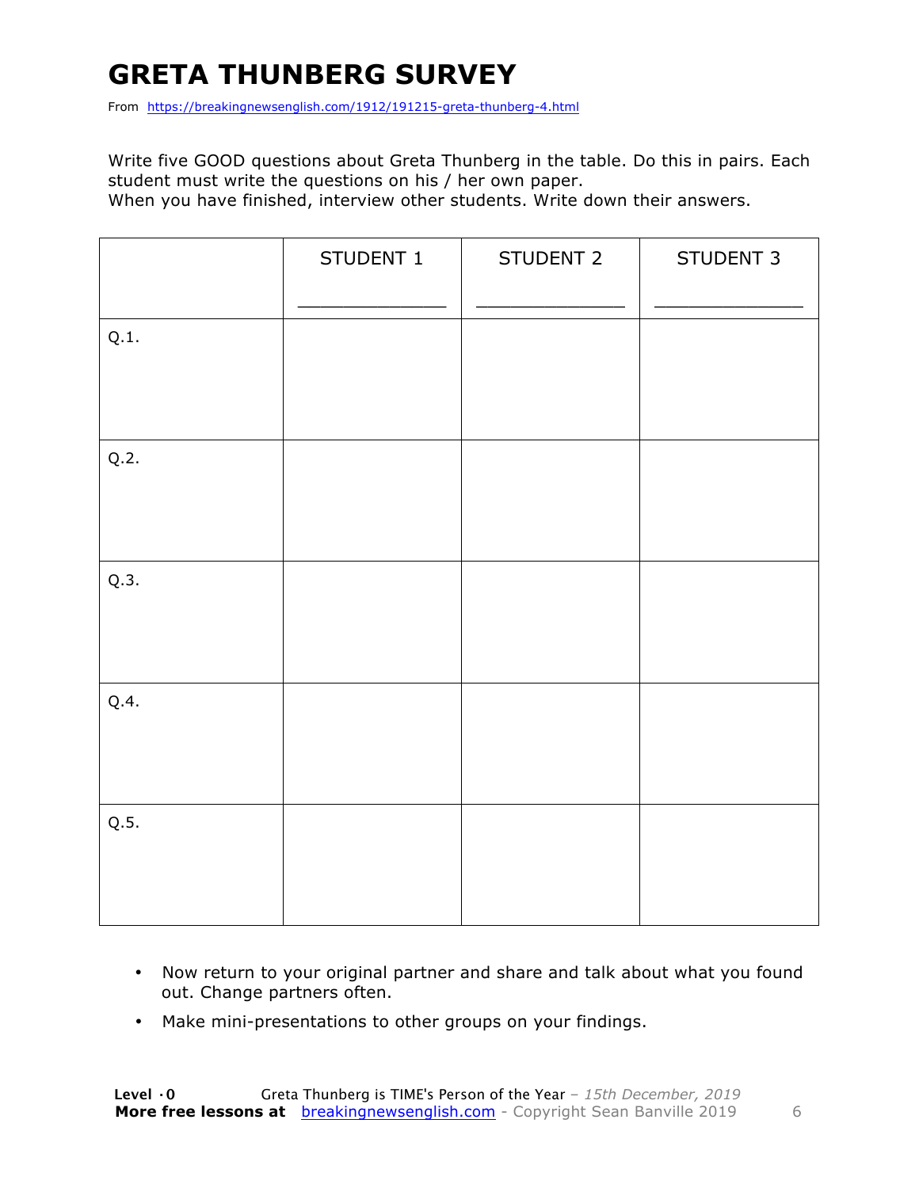# GRETA THUNBERG SURVEY

From https://breakingnewsenglish.com/1912/191215-greta-thunberg-4.html

Write five GOOD questions about Greta Thunberg in the table. Do this in pairs. Each student must write the questions on his / her own paper.
When you have finished, interview other students. Write down their answers.

| | STUDENT 1<br>_____________ | STUDENT 2<br>_____________ | STUDENT 3<br>_____________ |
|---|---|---|---|
| Q.1. | | | |
| Q.2. | | | |
| Q.3. | | | |
| Q.4. | | | |
| Q.5. | | | |

- Now return to your original partner and share and talk about what you found out. Change partners often.
- Make mini-presentations to other groups on your findings.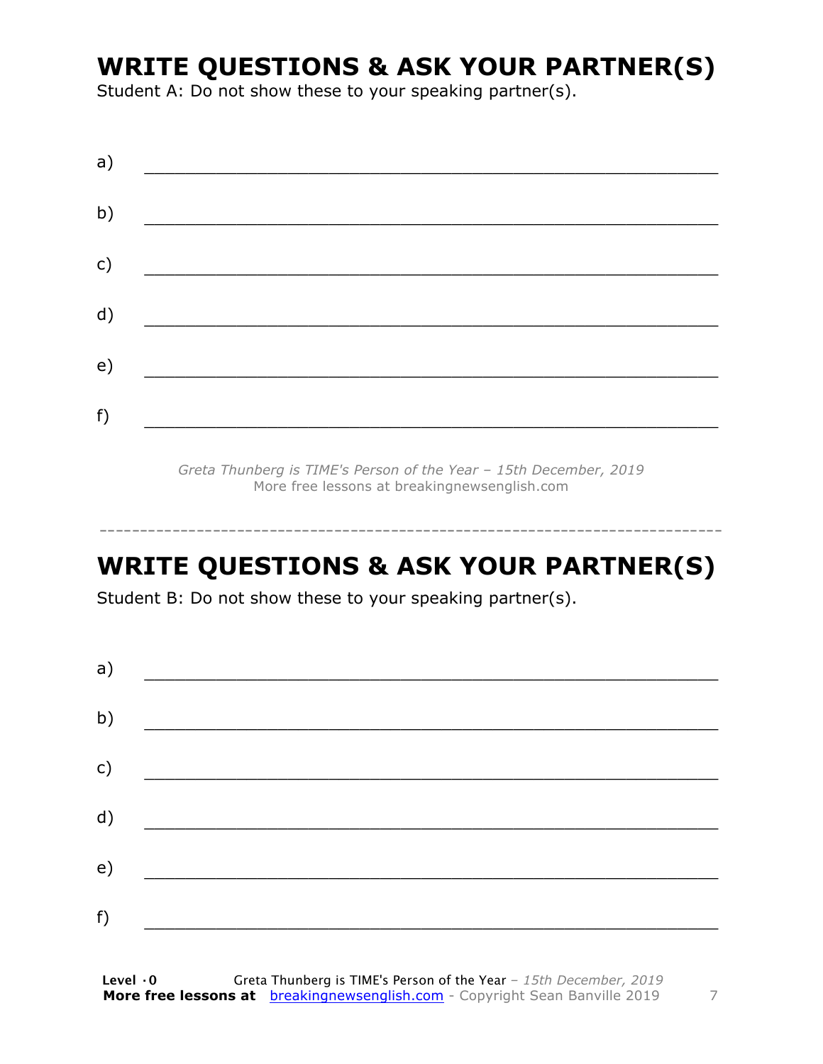## WRITE QUESTIONS & ASK YOUR PARTNER(S)

Student A: Do not show these to your speaking partner(s).

a) ___________________________________________________________

b) ___________________________________________________________

c) ___________________________________________________________

d) ___________________________________________________________

e) ___________________________________________________________

f) ___________________________________________________________

*Greta Thunberg is TIME's Person of the Year – 15th December, 2019*
More free lessons at breakingnewsenglish.com

---

## WRITE QUESTIONS & ASK YOUR PARTNER(S)

Student B: Do not show these to your speaking partner(s).

a) ___________________________________________________________

b) ___________________________________________________________

c) ___________________________________________________________

d) ___________________________________________________________

e) ___________________________________________________________

f) ___________________________________________________________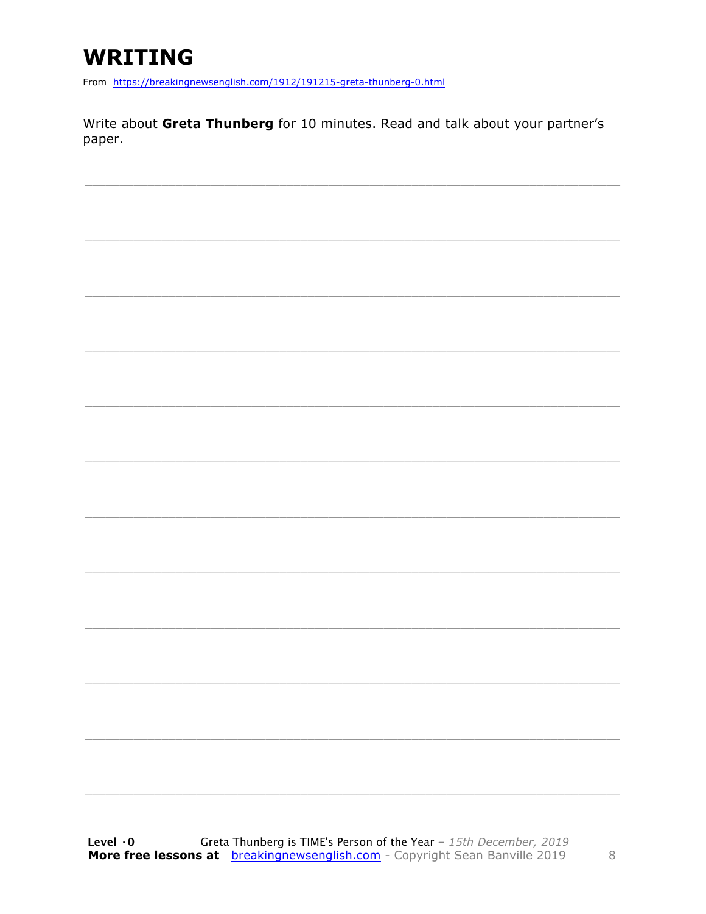# WRITING

From https://breakingnewsenglish.com/1912/191215-greta-thunberg-0.html

Write about **Greta Thunberg** for 10 minutes. Read and talk about your partner's paper.

___________________________________________________________________________

___________________________________________________________________________

___________________________________________________________________________

___________________________________________________________________________

___________________________________________________________________________

___________________________________________________________________________

___________________________________________________________________________

___________________________________________________________________________

___________________________________________________________________________

___________________________________________________________________________

___________________________________________________________________________

___________________________________________________________________________